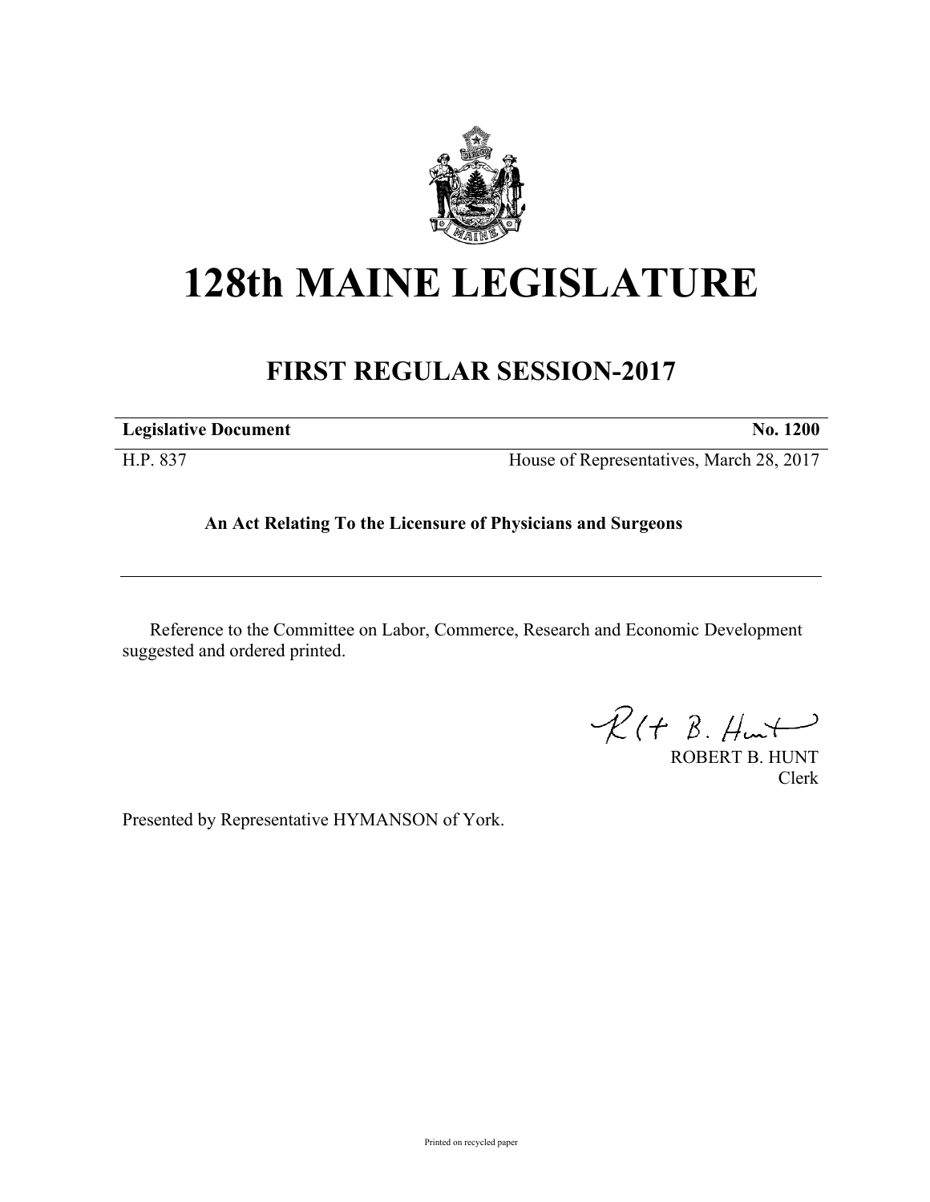# 128th MAINE LEGISLATURE

## FIRST REGULAR SESSION-2017

| **Legislative Document** | **No. 1200** |
|---|---|
| H.P. 837 | House of Representatives, March 28, 2017 |

**An Act Relating To the Licensure of Physicians and Surgeons**

---

Reference to the Committee on Labor, Commerce, Research and Economic Development suggested and ordered printed.

ROBERT B. HUNT
Clerk

Presented by Representative HYMANSON of York.

Printed on recycled paper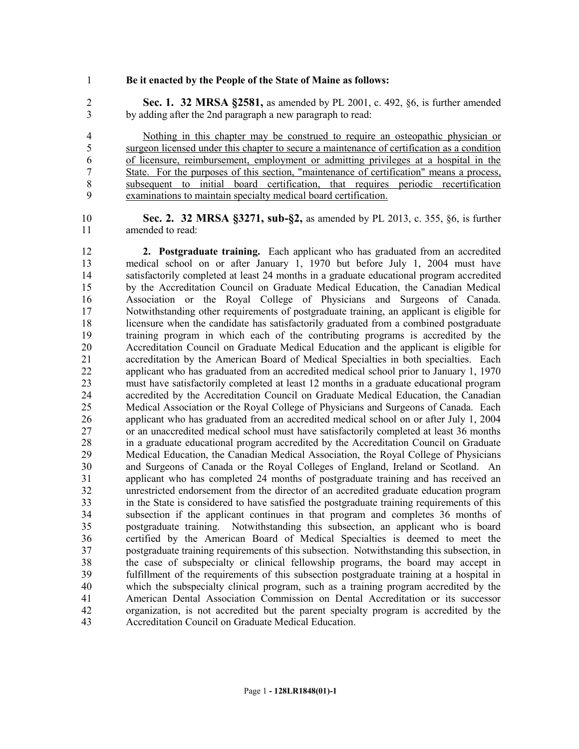**Be it enacted by the People of the State of Maine as follows:**

**Sec. 1. 32 MRSA §2581,** as amended by PL 2001, c. 492, §6, is further amended by adding after the 2nd paragraph a new paragraph to read:

Nothing in this chapter may be construed to require an osteopathic physician or surgeon licensed under this chapter to secure a maintenance of certification as a condition of licensure, reimbursement, employment or admitting privileges at a hospital in the State. For the purposes of this section, "maintenance of certification" means a process, subsequent to initial board certification, that requires periodic recertification examinations to maintain specialty medical board certification.

**Sec. 2. 32 MRSA §3271, sub-§2,** as amended by PL 2013, c. 355, §6, is further amended to read:

**2. Postgraduate training.** Each applicant who has graduated from an accredited medical school on or after January 1, 1970 but before July 1, 2004 must have satisfactorily completed at least 24 months in a graduate educational program accredited by the Accreditation Council on Graduate Medical Education, the Canadian Medical Association or the Royal College of Physicians and Surgeons of Canada. Notwithstanding other requirements of postgraduate training, an applicant is eligible for licensure when the candidate has satisfactorily graduated from a combined postgraduate training program in which each of the contributing programs is accredited by the Accreditation Council on Graduate Medical Education and the applicant is eligible for accreditation by the American Board of Medical Specialties in both specialties. Each applicant who has graduated from an accredited medical school prior to January 1, 1970 must have satisfactorily completed at least 12 months in a graduate educational program accredited by the Accreditation Council on Graduate Medical Education, the Canadian Medical Association or the Royal College of Physicians and Surgeons of Canada. Each applicant who has graduated from an accredited medical school on or after July 1, 2004 or an unaccredited medical school must have satisfactorily completed at least 36 months in a graduate educational program accredited by the Accreditation Council on Graduate Medical Education, the Canadian Medical Association, the Royal College of Physicians and Surgeons of Canada or the Royal Colleges of England, Ireland or Scotland. An applicant who has completed 24 months of postgraduate training and has received an unrestricted endorsement from the director of an accredited graduate education program in the State is considered to have satisfied the postgraduate training requirements of this subsection if the applicant continues in that program and completes 36 months of postgraduate training. Notwithstanding this subsection, an applicant who is board certified by the American Board of Medical Specialties is deemed to meet the postgraduate training requirements of this subsection. Notwithstanding this subsection, in the case of subspecialty or clinical fellowship programs, the board may accept in fulfillment of the requirements of this subsection postgraduate training at a hospital in which the subspecialty clinical program, such as a training program accredited by the American Dental Association Commission on Dental Accreditation or its successor organization, is not accredited but the parent specialty program is accredited by the Accreditation Council on Graduate Medical Education.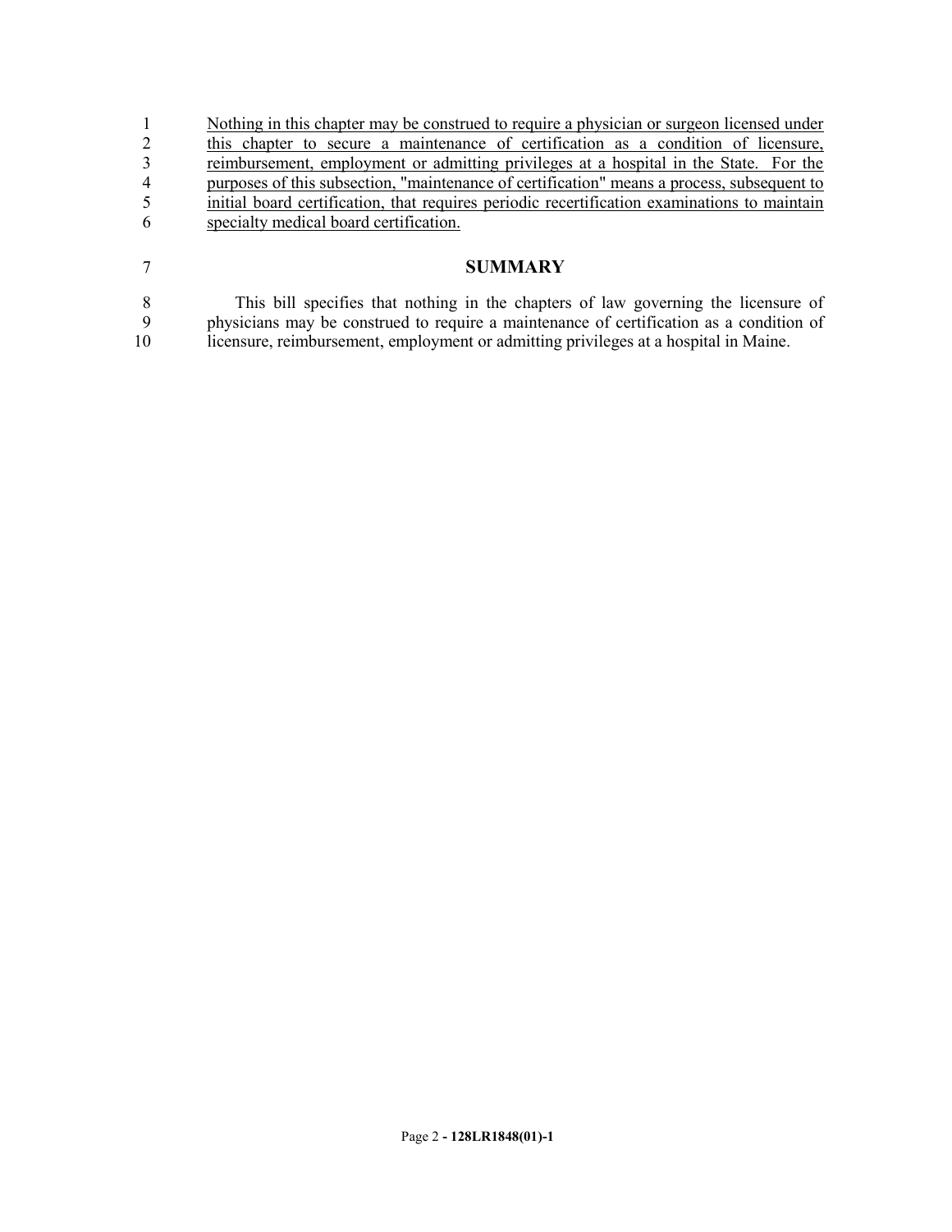Nothing in this chapter may be construed to require a physician or surgeon licensed under this chapter to secure a maintenance of certification as a condition of licensure, reimbursement, employment or admitting privileges at a hospital in the State. For the purposes of this subsection, "maintenance of certification" means a process, subsequent to initial board certification, that requires periodic recertification examinations to maintain specialty medical board certification.

## SUMMARY

This bill specifies that nothing in the chapters of law governing the licensure of physicians may be construed to require a maintenance of certification as a condition of licensure, reimbursement, employment or admitting privileges at a hospital in Maine.